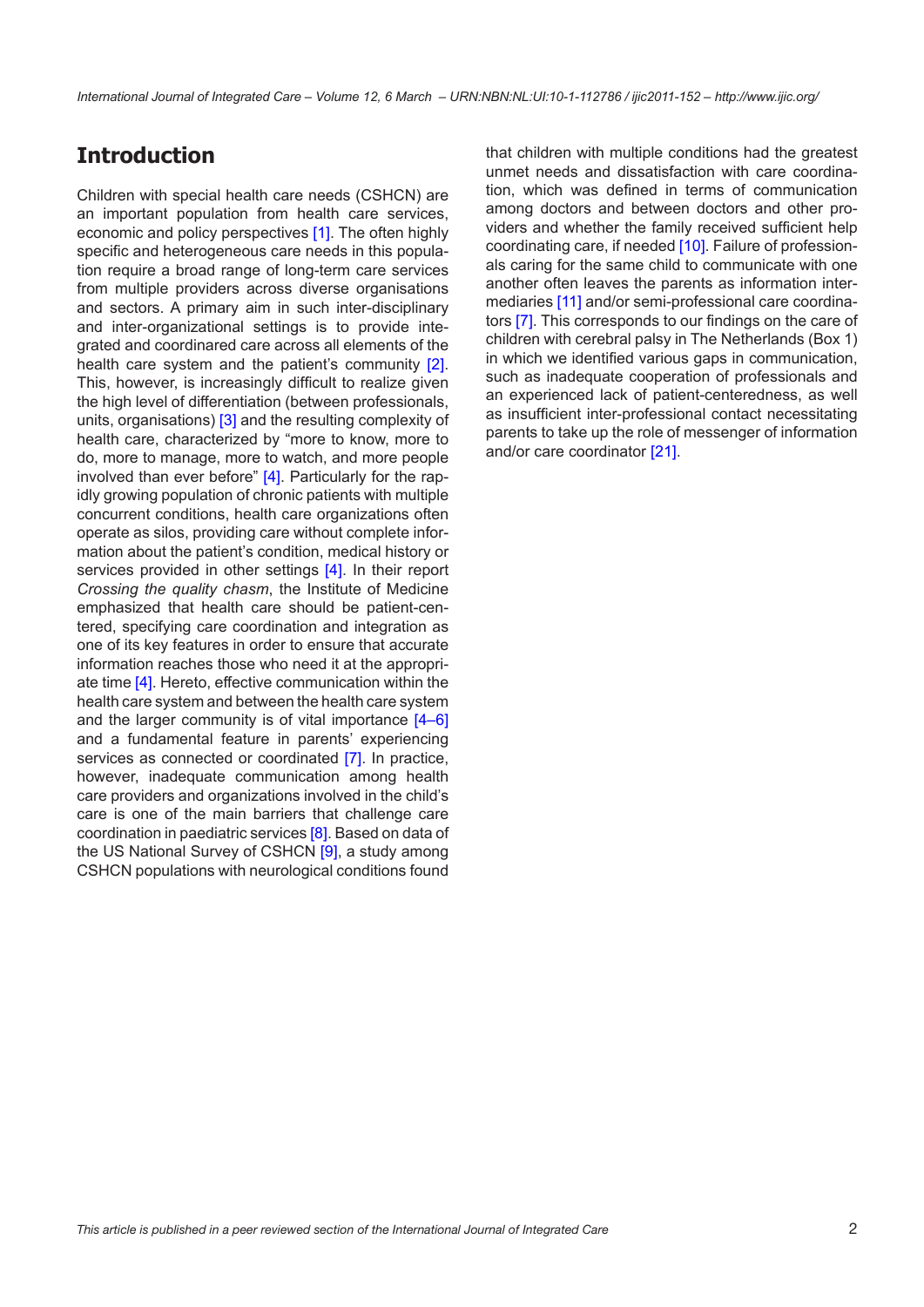## Introduction

Children with special health care needs (CSHCN) are an important population from health care services, economic and policy perspectives [1]. The often highly specific and heterogeneous care needs in this population require a broad range of long-term care services from multiple providers across diverse organisations and sectors. A primary aim in such inter-disciplinary and inter-organizational settings is to provide integrated and coordinared care across all elements of the health care system and the patient's community [2]. This, however, is increasingly difficult to realize given the high level of differentiation (between professionals, units, organisations) [3] and the resulting complexity of health care, characterized by "more to know, more to do, more to manage, more to watch, and more people involved than ever before" [4]. Particularly for the rapidly growing population of chronic patients with multiple concurrent conditions, health care organizations often operate as silos, providing care without complete information about the patient's condition, medical history or services provided in other settings [4]. In their report *Crossing the quality chasm*, the Institute of Medicine emphasized that health care should be patient-centered, specifying care coordination and integration as one of its key features in order to ensure that accurate information reaches those who need it at the appropriate time [4]. Hereto, effective communication within the health care system and between the health care system and the larger community is of vital importance [4–6] and a fundamental feature in parents' experiencing services as connected or coordinated [7]. In practice, however, inadequate communication among health care providers and organizations involved in the child's care is one of the main barriers that challenge care coordination in paediatric services [8]. Based on data of the US National Survey of CSHCN [9], a study among CSHCN populations with neurological conditions found that children with multiple conditions had the greatest unmet needs and dissatisfaction with care coordination, which was defined in terms of communication among doctors and between doctors and other providers and whether the family received sufficient help coordinating care, if needed [10]. Failure of professionals caring for the same child to communicate with one another often leaves the parents as information intermediaries [11] and/or semi-professional care coordinators [7]. This corresponds to our findings on the care of children with cerebral palsy in The Netherlands (Box 1) in which we identified various gaps in communication, such as inadequate cooperation of professionals and an experienced lack of patient-centeredness, as well as insufficient inter-professional contact necessitating parents to take up the role of messenger of information and/or care coordinator [21].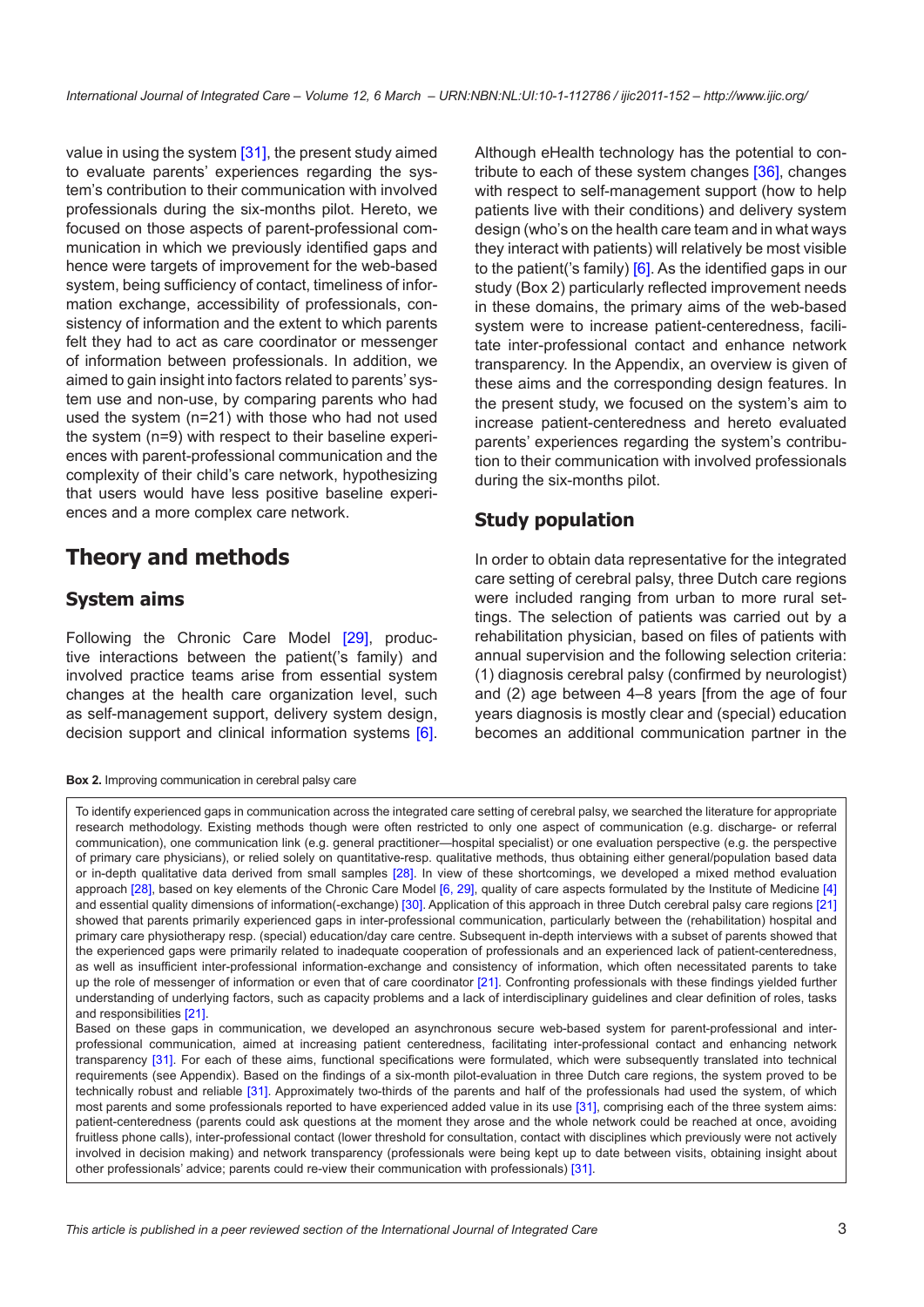value in using the system [31], the present study aimed to evaluate parents' experiences regarding the system's contribution to their communication with involved professionals during the six-months pilot. Hereto, we focused on those aspects of parent-professional communication in which we previously identified gaps and hence were targets of improvement for the web-based system, being sufficiency of contact, timeliness of information exchange, accessibility of professionals, consistency of information and the extent to which parents felt they had to act as care coordinator or messenger of information between professionals. In addition, we aimed to gain insight into factors related to parents' system use and non-use, by comparing parents who had used the system (n=21) with those who had not used the system (n=9) with respect to their baseline experiences with parent-professional communication and the complexity of their child's care network, hypothesizing that users would have less positive baseline experiences and a more complex care network.

# Theory and methods

## System aims

Following the Chronic Care Model [29], productive interactions between the patient('s family) and involved practice teams arise from essential system changes at the health care organization level, such as self-management support, delivery system design, decision support and clinical information systems [6]. Although eHealth technology has the potential to contribute to each of these system changes [36], changes with respect to self-management support (how to help patients live with their conditions) and delivery system design (who's on the health care team and in what ways they interact with patients) will relatively be most visible to the patient('s family) [6]. As the identified gaps in our study (Box 2) particularly reflected improvement needs in these domains, the primary aims of the web-based system were to increase patient-centeredness, facilitate inter-professional contact and enhance network transparency. In the Appendix, an overview is given of these aims and the corresponding design features. In the present study, we focused on the system's aim to increase patient-centeredness and hereto evaluated parents' experiences regarding the system's contribution to their communication with involved professionals during the six-months pilot.

## Study population

In order to obtain data representative for the integrated care setting of cerebral palsy, three Dutch care regions were included ranging from urban to more rural settings. The selection of patients was carried out by a rehabilitation physician, based on files of patients with annual supervision and the following selection criteria: (1) diagnosis cerebral palsy (confirmed by neurologist) and (2) age between 4–8 years [from the age of four years diagnosis is mostly clear and (special) education becomes an additional communication partner in the

**Box 2.** Improving communication in cerebral palsy care

> To identify experienced gaps in communication across the integrated care setting of cerebral palsy, we searched the literature for appropriate research methodology. Existing methods though were often restricted to only one aspect of communication (e.g. discharge- or referral communication), one communication link (e.g. general practitioner—hospital specialist) or one evaluation perspective (e.g. the perspective of primary care physicians), or relied solely on quantitative-resp. qualitative methods, thus obtaining either general/global data or in-depth qualitative data derived from small samples [28]. In view of these shortcomings, we developed a mixed method evaluation approach [28], based on key elements of the Chronic Care Model [6, 29], quality of care aspects formulated by the Institute of Medicine [4] and essential quality dimensions of information(-exchange) [30]. Application of this approach in three Dutch cerebral palsy care regions [21] showed that parents primarily experienced gaps in inter-professional communication, particularly between the (rehabilitation) hospital and primary care physiotherapy resp. (special) education/day care centre. Subsequent in-depth interviews with a subset of parents showed that the experienced gaps were primarily related to inadequate cooperation of professionals and an experienced lack of patient-centeredness, as well as insufficient inter-professional information-exchange and consistency of information, which often necessitated parents to take up the role of messenger of information or even that of care coordinator [21]. Confronting professionals with these findings yielded further understanding of underlying factors, such as capacity problems and a lack of interdisciplinary guidelines and clear definition of roles, tasks and responsibilities [21].
>
> Based on these gaps in communication, we developed an asynchronous secure web-based system for parent-professional and inter-professional communication, aimed at increasing patient centeredness, facilitating inter-professional contact and enhancing network transparency [31]. For each of these aims, functional specifications were formulated, which were subsequently translated into technical requirements (see Appendix). Based on the findings of a six-month pilot-evaluation in three Dutch care regions, the system proved to be technically robust and reliable [31]. Approximately two-thirds of the parents and half of the professionals had used the system, of which most parents and some professionals reported to have experienced added value in its use [31], comprising each of the three system aims: patient-centeredness (parents could ask questions at the moment they arose and the whole network could be reached at once, avoiding fruitless phone calls), inter-professional contact (lower threshold for consultation, contact with disciplines which previously were not actively involved in decision making) and network transparency (professionals were being kept up to date between visits, obtaining insight about other professionals' advice; parents could re-view their communication with professionals) [31].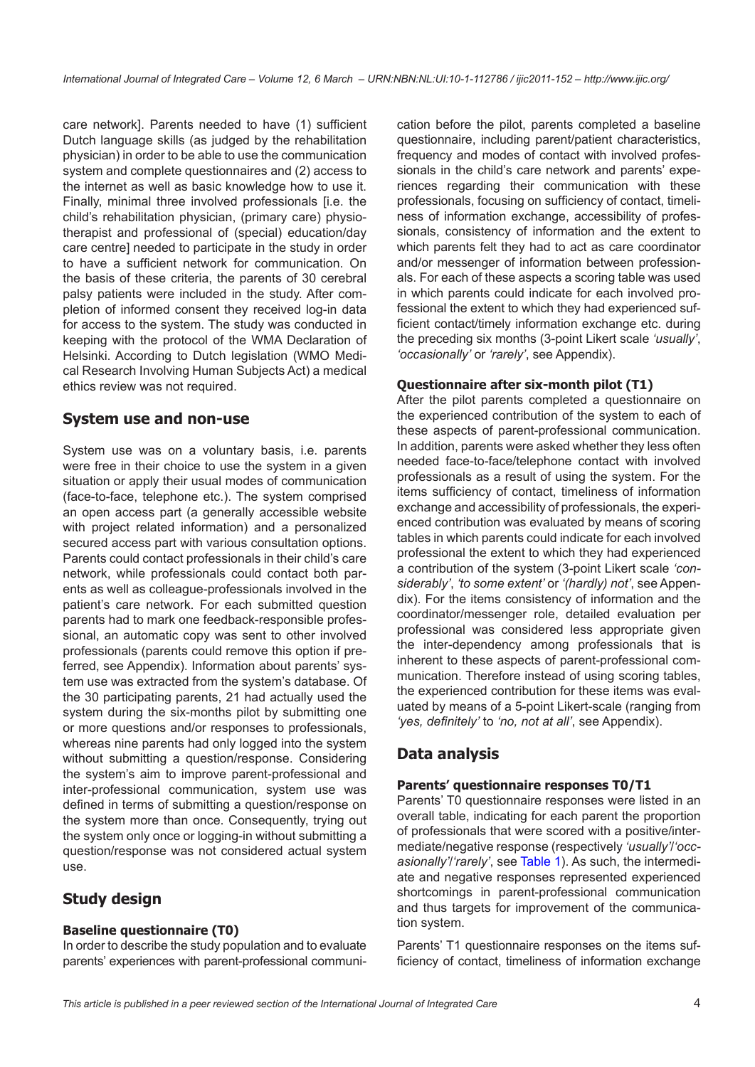care network]. Parents needed to have (1) sufficient Dutch language skills (as judged by the rehabilitation physician) in order to be able to use the communication system and complete questionnaires and (2) access to the internet as well as basic knowledge how to use it. Finally, minimal three involved professionals [i.e. the child's rehabilitation physician, (primary care) physiotherapist and professional of (special) education/day care centre] needed to participate in the study in order to have a sufficient network for communication. On the basis of these criteria, the parents of 30 cerebral palsy patients were included in the study. After completion of informed consent they received log-in data for access to the system. The study was conducted in keeping with the protocol of the WMA Declaration of Helsinki. According to Dutch legislation (WMO Medical Research Involving Human Subjects Act) a medical ethics review was not required.

## System use and non-use

System use was on a voluntary basis, i.e. parents were free in their choice to use the system in a given situation or apply their usual modes of communication (face-to-face, telephone etc.). The system comprised an open access part (a generally accessible website with project related information) and a personalized secured access part with various consultation options. Parents could contact professionals in their child's care network, while professionals could contact both parents as well as colleague-professionals involved in the patient's care network. For each submitted question parents had to mark one feedback-responsible professional, an automatic copy was sent to other involved professionals (parents could remove this option if preferred, see Appendix). Information about parents' system use was extracted from the system's database. Of the 30 participating parents, 21 had actually used the system during the six-months pilot by submitting one or more questions and/or responses to professionals, whereas nine parents had only logged into the system without submitting a question/response. Considering the system's aim to improve parent-professional and inter-professional communication, system use was defined in terms of submitting a question/response on the system more than once. Consequently, trying out the system only once or logging-in without submitting a question/response was not considered actual system use.

## Study design

### Baseline questionnaire (T0)

In order to describe the study population and to evaluate parents' experiences with parent-professional communication before the pilot, parents completed a baseline questionnaire, including parent/patient characteristics, frequency and modes of contact with involved professionals in the child's care network and parents' experiences regarding their communication with these professionals, focusing on sufficiency of contact, timeliness of information exchange, accessibility of professionals, consistency of information and the extent to which parents felt they had to act as care coordinator and/or messenger of information between professionals. For each of these aspects a scoring table was used in which parents could indicate for each involved professional the extent to which they had experienced sufficient contact/timely information exchange etc. during the preceding six months (3-point Likert scale *'usually'*, *'occasionally'* or *'rarely'*, see Appendix).

### Questionnaire after six-month pilot (T1)

After the pilot parents completed a questionnaire on the experienced contribution of the system to each of these aspects of parent-professional communication. In addition, parents were asked whether they less often needed face-to-face/telephone contact with involved professionals as a result of using the system. For the items sufficiency of contact, timeliness of information exchange and accessibility of professionals, the experienced contribution was evaluated by means of scoring tables in which parents could indicate for each involved professional the extent to which they had experienced a contribution of the system (3-point Likert scale *'considerably'*, *'to some extent'* or *'(hardly) not'*, see Appendix). For the items consistency of information and the coordinator/messenger role, detailed evaluation per professional was considered less appropriate given the inter-dependency among professionals that is inherent to these aspects of parent-professional communication. Therefore instead of using scoring tables, the experienced contribution for these items was evaluated by means of a 5-point Likert-scale (ranging from *'yes, definitely'* to *'no, not at all'*, see Appendix).

## Data analysis

### Parents' questionnaire responses T0/T1

Parents' T0 questionnaire responses were listed in an overall table, indicating for each parent the proportion of professionals that were scored with a positive/intermediate/negative response (respectively *'usually'*/*'occasionally'*/*'rarely'*, see Table 1). As such, the intermediate and negative responses represented experienced shortcomings in parent-professional communication and thus targets for improvement of the communication system.

Parents' T1 questionnaire responses on the items sufficiency of contact, timeliness of information exchange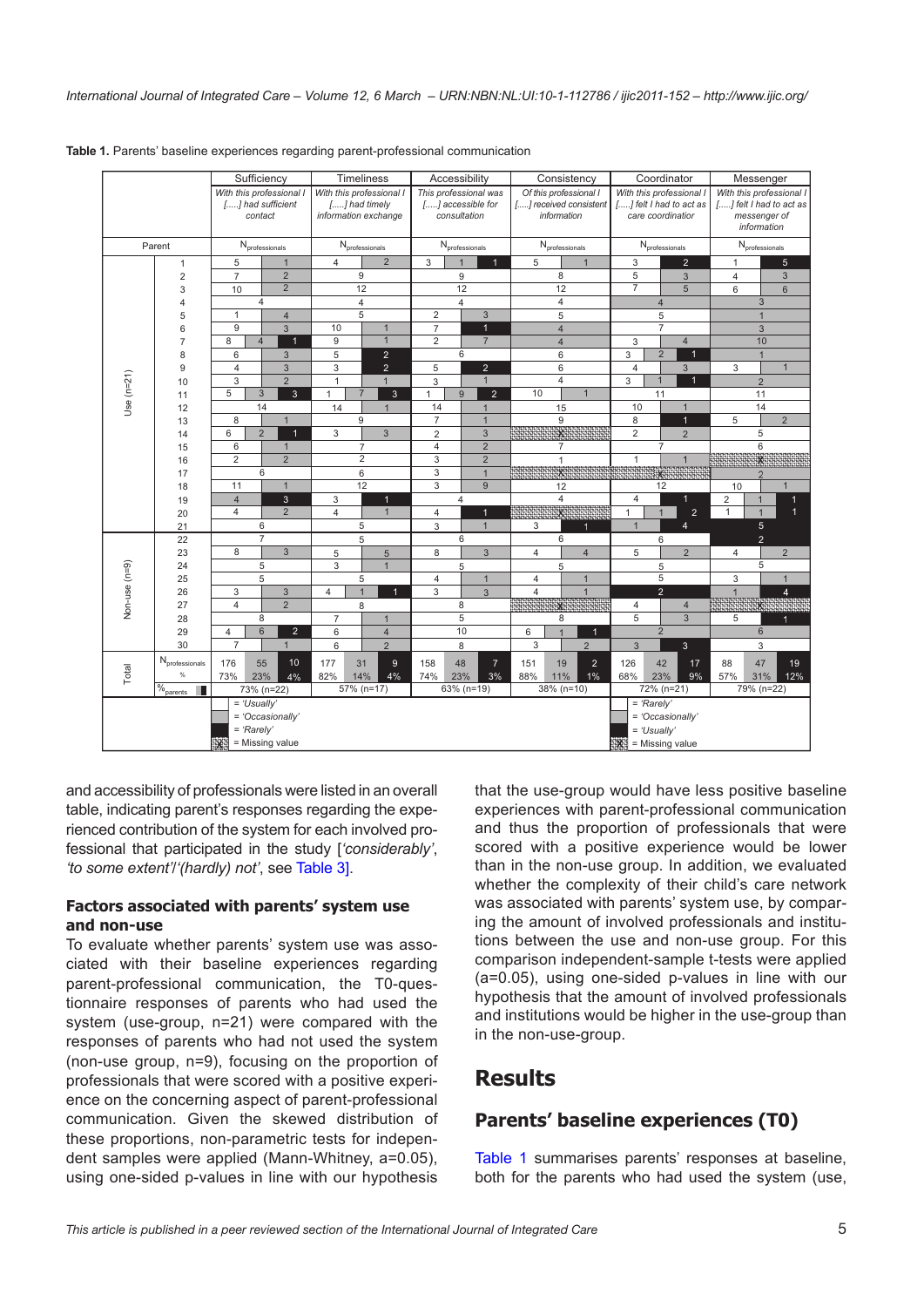**Table 1.** Parents' baseline experiences regarding parent-professional communication

In the Sufficiency, Timeliness, Accessibility and Consistency columns, U = 'Usually', O = 'Occasionally', R = 'Rarely'. In the Coordinator and Messenger columns, Ra = 'Rarely', O = 'Occasionally', U = 'Usually'. X = Missing value. All cell values are $N_{professionals}$.

| | | Sufficiency | | | Timeliness | | | Accessibility | | | Consistency | | | Coordinator | | | Messenger | | |
|---|---|---|---|---|---|---|---|---|---|---|---|---|---|---|---|---|---|---|---|
| | | With this professional I [.....] had sufficient contact | | | With this professional I [.....] had timely information exchange | | | This professional was [.....] accessible for consultation | | | Of this professional I [.....] received consistent information | | | With this professional I [.....] felt I had to act as care coordinator | | | With this professional I [.....] felt I had to act as messenger of information | | |
| Parent | | U | O | R | U | O | R | U | O | R | U | O | R | Ra | O | U | Ra | O | U |
| Use (n=21) | 1 | 5 | 1 | | 4 | 2 | | 3 | 1 | 1 | 5 | 1 | | 3 | | 2 | 1 | | 5 |
| | 2 | 7 | 2 | | 9 | | | 9 | | | 8 | | | 5 | 3 | | 4 | 3 | |
| | 3 | 10 | 2 | | 12 | | | 12 | | | 12 | | | 7 | 5 | | 6 | 6 | |
| | 4 | 4 | | | 4 | | | 4 | | | 4 | | | | 4 | | | 3 | |
| | 5 | 1 | 4 | | 5 | | | 2 | 3 | | 5 | | | 5 | | | | 1 | |
| | 6 | 9 | 3 | | 10 | 1 | | 7 | | 1 | | 4 | | 7 | | | | 3 | |
| | 7 | 8 | 4 | 1 | 9 | 1 | | 2 | 7 | | | 4 | | 3 | 4 | | | 10 | |
| | 8 | 6 | 3 | | 5 | | 2 | 6 | | | 6 | | | 3 | 2 | 1 | | 1 | |
| | 9 | 4 | 3 | | 3 | | 2 | 5 | | 2 | 6 | | | 4 | 3 | | 3 | 1 | |
| | 10 | 3 | 2 | | 1 | 1 | | 3 | 1 | | 4 | | | 3 | 1 | 1 | | 2 | |
| | 11 | 5 | 3 | 3 | 1 | 7 | 3 | 1 | 9 | 2 | 10 | 1 | | 11 | | | 11 | | |
| | 12 | 14 | | | 14 | 1 | | 14 | 1 | | 15 | | | 10 | 1 | | 14 | | |
| | 13 | 8 | 1 | | 9 | | | 7 | 1 | | 9 | | | 8 | | 1 | 5 | 2 | |
| | 14 | 6 | 2 | 1 | 3 | 3 | | 2 | 3 | | X | | | 2 | 2 | | 5 | | |
| | 15 | 6 | 1 | | 7 | | | 4 | 2 | | 7 | | | 7 | | | 6 | | |
| | 16 | 2 | 2 | | 2 | | | 3 | 2 | | 1 | | | 1 | 1 | | X | | |
| | 17 | 6 | | | 6 | | | 3 | 1 | | X | | | X | | | | 2 | |
| | 18 | 11 | 1 | | 12 | | | 3 | 9 | | 12 | | | 12 | | | 10 | 1 | |
| | 19 | | 4 | 3 | 3 | | 1 | 4 | | | 4 | | | 4 | | 1 | 2 | 1 | 1 |
| | 20 | 4 | 2 | | 4 | 1 | | 4 | | 1 | X | | | 1 | 1 | 2 | 1 | 1 | 1 |
| | 21 | 6 | | | 5 | | | 3 | 1 | | 3 | | 1 | | 1 | 4 | | | 5 |
| Non-use (n=9) | 22 | 7 | | | 5 | | | 6 | | | 6 | | | 6 | | | | | 2 |
| | 23 | 8 | 3 | | 5 | 5 | | 8 | 3 | | 4 | 4 | | 5 | 2 | | 4 | 2 | |
| | 24 | 5 | | | 3 | 1 | | 5 | | | 5 | | | 5 | | | 5 | | |
| | 25 | 5 | | | 5 | | | 4 | 1 | | 4 | 1 | | 5 | | | 3 | 1 | |
| | 26 | 3 | 3 | | 4 | 1 | 1 | 3 | 3 | | 4 | 1 | | | 2 | | | 1 | 4 |
| | 27 | 4 | 2 | | 8 | | | 8 | | | X | | | 4 | 4 | | X | | |
| | 28 | 8 | | | 7 | 1 | | 5 | | | 8 | | | 5 | 3 | | 5 | | 1 |
| | 29 | 4 | 6 | 2 | 6 | 4 | | 10 | | | 6 | 1 | 1 | | 2 | | | 6 | |
| | 30 | 7 | 1 | | 6 | 2 | | 8 | | | 3 | 2 | | | 3 | 3 | 3 | | |
| Total | $N_{professionals}$ | 176 | 55 | 10 | 177 | 31 | 9 | 158 | 48 | 7 | 151 | 19 | 2 | 126 | 42 | 17 | 88 | 47 | 19 |
| | % | 73% | 23% | 4% | 82% | 14% | 4% | 74% | 23% | 3% | 88% | 11% | 1% | 68% | 23% | 9% | 57% | 31% | 12% |
| | $\%_{parents}$ | 73% (n=22) | | | 57% (n=17) | | | 63% (n=19) | | | 38% (n=10) | | | 72% (n=21) | | | 79% (n=22) | | |

and accessibility of professionals were listed in an overall table, indicating parent's responses regarding the experienced contribution of the system for each involved professional that participated in the study [*'considerably'*, *'to some extent'*/*'(hardly) not'*, see Table 3].

### Factors associated with parents' system use and non-use

To evaluate whether parents' system use was associated with their baseline experiences regarding parent-professional communication, the T0-questionnaire responses of parents who had used the system (use-group, n=21) were compared with the responses of parents who had not used the system (non-use group, n=9), focusing on the proportion of professionals that were scored with a positive experience on the concerning aspect of parent-professional communication. Given the skewed distribution of these proportions, non-parametric tests for independent samples were applied (Mann-Whitney, a=0.05), using one-sided p-values in line with our hypothesis that the use-group would have less positive baseline experiences with parent-professional communication and thus the proportion of professionals that were scored with a positive experience would be lower than in the non-use group. In addition, we evaluated whether the complexity of their child's care network was associated with parents' system use, by comparing the amount of involved professionals and institutions between the use and non-use group. For this comparison independent-sample t-tests were applied (a=0.05), using one-sided p-values in line with our hypothesis that the amount of involved professionals and institutions would be higher in the use-group than in the non-use-group.

# Results

## Parents' baseline experiences (T0)

Table 1 summarises parents' responses at baseline, both for the parents who had used the system (use,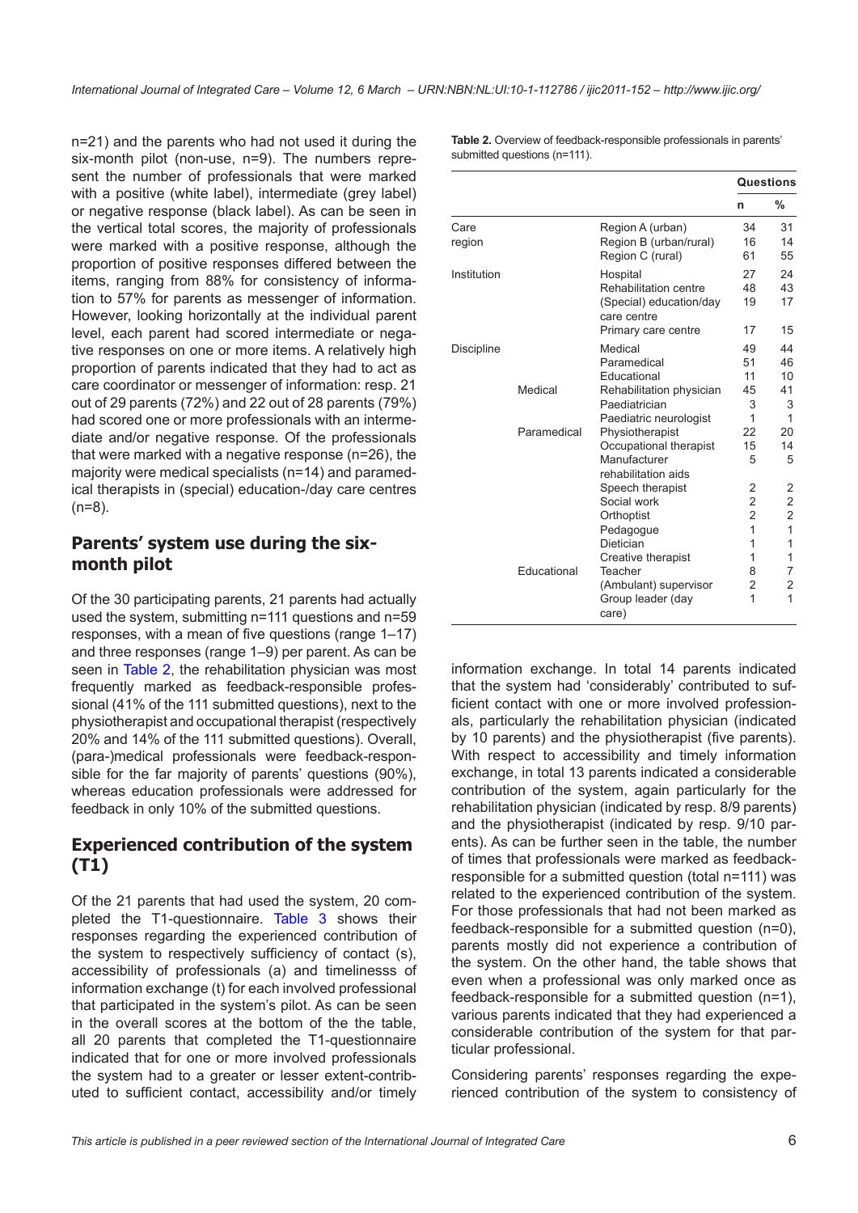n=21) and the parents who had not used it during the six-month pilot (non-use, n=9). The numbers represent the number of professionals that were marked with a positive (white label), intermediate (grey label) or negative response (black label). As can be seen in the vertical total scores, the majority of professionals were marked with a positive response, although the proportion of positive responses differed between the items, ranging from 88% for consistency of information to 57% for parents as messenger of information. However, looking horizontally at the individual parent level, each parent had scored intermediate or negative responses on one or more items. A relatively high proportion of parents indicated that they had to act as care coordinator or messenger of information: resp. 21 out of 29 parents (72%) and 22 out of 28 parents (79%) had scored one or more professionals with an intermediate and/or negative response. Of the professionals that were marked with a negative response (n=26), the majority were medical specialists (n=14) and paramedical therapists in (special) education-/day care centres (n=8).

## Parents' system use during the six-month pilot

Of the 30 participating parents, 21 parents had actually used the system, submitting n=111 questions and n=59 responses, with a mean of five questions (range 1–17) and three responses (range 1–9) per parent. As can be seen in Table 2, the rehabilitation physician was most frequently marked as feedback-responsible professional (41% of the 111 submitted questions), next to the physiotherapist and occupational therapist (respectively 20% and 14% of the 111 submitted questions). Overall, (para-)medical professionals were feedback-responsible for the far majority of parents' questions (90%), whereas education professionals were addressed for feedback in only 10% of the submitted questions.

**Table 2.** Overview of feedback-responsible professionals in parents' submitted questions (n=111).

| | | | Questions | |
|---|---|---|---|---|
| | | | n | % |
| Care region | | Region A (urban) | 34 | 31 |
| | | Region B (urban/rural) | 16 | 14 |
| | | Region C (rural) | 61 | 55 |
| Institution | | Hospital | 27 | 24 |
| | | Rehabilitation centre | 48 | 43 |
| | | (Special) education/day care centre | 19 | 17 |
| | | Primary care centre | 17 | 15 |
| Discipline | | Medical | 49 | 44 |
| | | Paramedical | 51 | 46 |
| | | Educational | 11 | 10 |
| | Medical | Rehabilitation physician | 45 | 41 |
| | | Paediatrician | 3 | 3 |
| | | Paediatric neurologist | 1 | 1 |
| | Paramedical | Physiotherapist | 22 | 20 |
| | | Occupational therapist | 15 | 14 |
| | | Manufacturer rehabilitation aids | 5 | 5 |
| | | Speech therapist | 2 | 2 |
| | | Social work | 2 | 2 |
| | | Orthoptist | 2 | 2 |
| | | Pedagogue | 1 | 1 |
| | | Dietician | 1 | 1 |
| | | Creative therapist | 1 | 1 |
| | Educational | Teacher | 8 | 7 |
| | | (Ambulant) supervisor | 2 | 2 |
| | | Group leader (day care) | 1 | 1 |

## Experienced contribution of the system (T1)

Of the 21 parents that had used the system, 20 completed the T1-questionnaire. Table 3 shows their responses regarding the experienced contribution of the system to respectively sufficiency of contact (s), accessibility of professionals (a) and timelinesss of information exchange (t) for each involved professional that participated in the system's pilot. As can be seen in the overall scores at the bottom of the table, all 20 parents that completed the T1-questionnaire indicated that for one or more involved professionals the system had to a greater or lesser extent-contributed to sufficient contact, accessibility and/or timely information exchange. In total 14 parents indicated that the system had 'considerably' contributed to sufficient contact with one or more involved professionals, particularly the rehabilitation physician (indicated by 10 parents) and the physiotherapist (five parents). With respect to accessibility and timely information exchange, in total 13 parents indicated a considerable contribution of the system, again particularly for the rehabilitation physician (indicated by resp. 8/9 parents) and the physiotherapist (indicated by resp. 9/10 parents). As can be further seen in the table, the number of times that professionals were marked as feedback-responsible for a submitted question (total n=111) was related to the experienced contribution of the system. For those professionals that had not been marked as feedback-responsible for a submitted question (n=0), parents mostly did not experience a contribution of the system. On the other hand, the table shows that even when a professional was only marked once as feedback-responsible for a submitted question (n=1), various parents indicated that they had experienced a considerable contribution of the system for that particular professional.

Considering parents' responses regarding the experienced contribution of the system to consistency of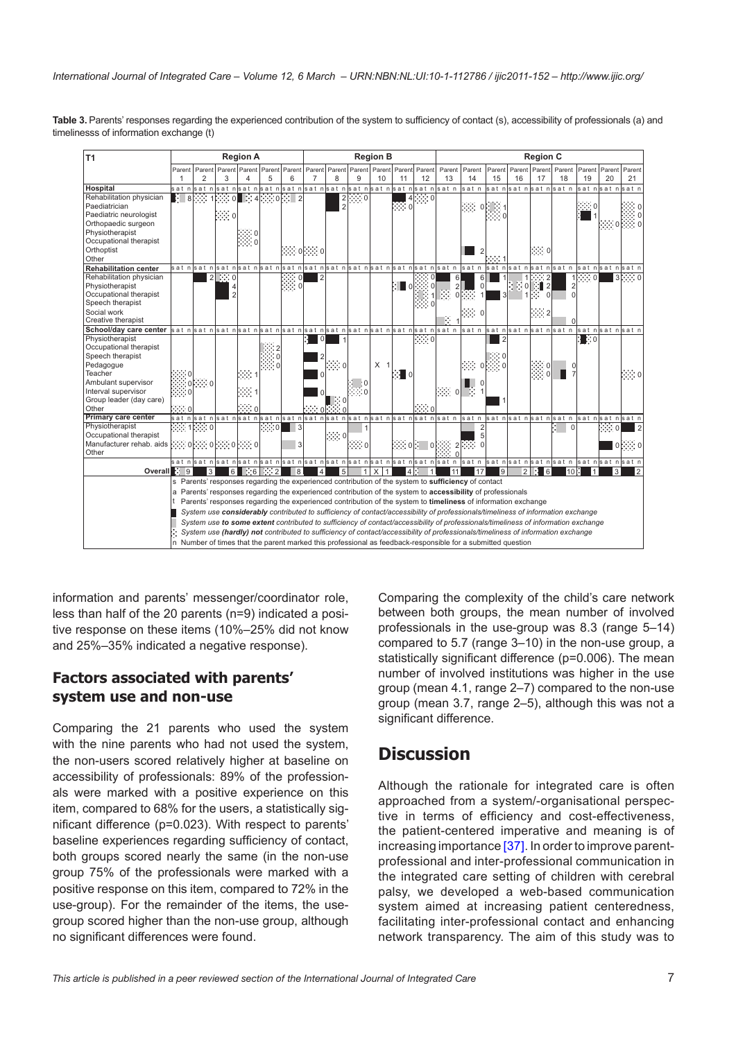**Table 3.** Parents' responses regarding the experienced contribution of the system to sufficiency of contact (s), accessibility of professionals (a) and timelinesss of information exchange (t)

| T1 | Region A | | | | | | Region B | | | | | | Region C | | | | | | | | |
|---|---|---|---|---|---|---|---|---|---|---|---|---|---|---|---|---|---|---|---|---|---|
| | Parent 1 | Parent 2 | Parent 3 | Parent 4 | Parent 5 | Parent 6 | Parent 7 | Parent 8 | Parent 9 | Parent 10 | Parent 11 | Parent 12 | Parent 13 | Parent 14 | Parent 15 | Parent 16 | Parent 17 | Parent 18 | Parent 19 | Parent 20 | Parent 21 |
| **Hospital** | s a t n | s a t n | s a t n | s a t n | s a t n | s a t n | s a t n | s a t n | s a t n | s a t n | s a t n | s a t n | s a t n | s a t n | s a t n | s a t n | s a t n | s a t n | s a t n | s a t n | s a t n |
| Rehabilitation physician | 8 | 1 | 0 | 4 | 0 | 2 | | 2 | 0 | | | 4 | | | | | | | | | |
| Paediatrician | | | | | | | | 2 | | | 0 | 0 | | 0 | 1 | | | | 0 | | 0 |
| Paediatric neurologist | | | 0 | | | | | | | | | | | | 0 | | | | 1 | | 0 |
| Orthopaedic surgeon | | | | | | | | | | | | | | | | | | | | 0 | 0 |
| Physiotherapist | | | | 0 | | | | | | | | | | | | | | | | | |
| Occupational therapist | | | | 0 | | | | | | | | | | | | | | | | | |
| Orthoptist | | | | | | 0 | 0 | | | | | | | 2 | | | 0 | | | | |
| Other | | | | | | | | | | | | | | | 1 | | | | | | |
| **Rehabilitation center** | s a t n | s a t n | s a t n | s a t n | s a t n | s a t n | s a t n | s a t n | s a t n | s a t n | s a t n | s a t n | s a t n | s a t n | s a t n | s a t n | s a t n | s a t n | s a t n | s a t n | s a t n |
| Rehabilitation physician | | 2 | 0 | | | 0 | 2 | | | | | 0 | 6 | 6 | 1 | 1 | 2 | 1 | 0 | 3 | 0 |
| Physiotherapist | | | 4 | | | 0 | | | | | 0 | 0 | 2 | 0 | | 0 | 2 | 2 | | | |
| Occupational therapist | | | 2 | | | | | | | | | 1 | 0 | 1 | 3 | 1 | 0 | 0 | | | |
| Speech therapist | | | | | | | | | | | | 0 | | | | | | | | | |
| Social work | | | | | | | | | | | | | | 0 | | | 2 | | | | |
| Creative therapist | | | | | | | | | | | | | 1 | | | | | 0 | | | |
| **School/day care center** | s a t n | s a t n | s a t n | s a t n | s a t n | s a t n | s a t n | s a t n | s a t n | s a t n | s a t n | s a t n | s a t n | s a t n | s a t n | s a t n | s a t n | s a t n | s a t n | s a t n | s a t n |
| Physiotherapist | | | | | | | 0 | 1 | | | | 0 | | | 2 | | | | 0 | | |
| Occupational therapist | | | | | 2 | | | | | | | | | | | | | | | | |
| Speech therapist | | | | | 0 | | 2 | | | | | | | | 0 | | | | | | |
| Pedagogue | | | | | 0 | | | 0 | | X 1 | | | | 0 | 0 | | 0 | 0 | | | |
| Teacher | 0 | | | 1 | | | 0 | | | | 0 | | | | | | 0 | 7 | | | 0 |
| Ambulant supervisor | 0 | 0 | | | | | | | 0 | | | | | 0 | | | | | | | |
| Interval supervisor | 0 | | | 1 | | | 0 | | 0 | | | | 0 | 1 | | | | | | | |
| Group leader (day care) | | | | | | | | 0 | | | | | | | 1 | | | | | | |
| Other | 0 | | | 0 | | | 0 | 0 | | | | 0 | | | | | | | | | |
| **Primary care center** | s a t n | s a t n | s a t n | s a t n | s a t n | s a t n | s a t n | s a t n | s a t n | s a t n | s a t n | s a t n | s a t n | s a t n | s a t n | s a t n | s a t n | s a t n | s a t n | s a t n | s a t n |
| Physiotherapist | 1 | 0 | | | 0 | 3 | | | 1 | | | | | 2 | | | | 0 | | 0 | 2 |
| Occupational therapist | | | | | | | | 0 | | | | | | 5 | | | | | | | |
| Manufacturer rehab. aids | 0 | 0 | 0 | 0 | | 3 | | | 0 | | 0 | 0 | 2 | 0 | | | | | | 0 | 0 |
| Other | | | | | | | | | | | | | 0 | | | | | | | | |
| | s a t n | s a t n | s a t n | s a t n | s a t n | s a t n | s a t n | s a t n | s a t n | s a t n | s a t n | s a t n | s a t n | s a t n | s a t n | s a t n | s a t n | s a t n | s a t n | s a t n | s a t n |
| **Overall** | 9 | 3 | 6 | 6 | 2 | 8 | 4 | 5 | 1 | X 1 | 4 | 1 | 11 | 17 | 9 | 2 | 6 | 10 | 1 | 3 | 2 |

s Parents' responses regarding the experienced contribution of the system to **sufficiency** of contact
a Parents' responses regarding the experienced contribution of the system to **accessibility** of professionals
t Parents' responses regarding the experienced contribution of the system to **timeliness** of information exchange
■ *System use **considerably** contributed to sufficiency of contact/accessibility of professionals/timeliness of information exchange*
▒ *System use **to some extent** contributed to sufficiency of contact/accessibility of professionals/timeliness of information exchange*
░ *System use **(hardly) not** contributed to sufficiency of contact/accessibility of professionals/timeliness of information exchange*
n Number of times that the parent marked this professional as feedback-responsible for a submitted question

information and parents' messenger/coordinator role, less than half of the 20 parents (n=9) indicated a positive response on these items (10%–25% did not know and 25%–35% indicated a negative response).

## Factors associated with parents' system use and non-use

Comparing the 21 parents who used the system with the nine parents who had not used the system, the non-users scored relatively higher at baseline on accessibility of professionals: 89% of the professionals were marked with a positive experience on this item, compared to 68% for the users, a statistically significant difference (p=0.023). With respect to parents' baseline experiences regarding sufficiency of contact, both groups scored nearly the same (in the non-use group 75% of the professionals were marked with a positive response on this item, compared to 72% in the use-group). For the remainder of the items, the use-group scored higher than the non-use group, although no significant differences were found.

Comparing the complexity of the child's care network between both groups, the mean number of involved professionals in the use-group was 8.3 (range 5–14) compared to 5.7 (range 3–10) in the non-use group, a statistically significant difference (p=0.006). The mean number of involved institutions was higher in the use group (mean 4.1, range 2–7) compared to the non-use group (mean 3.7, range 2–5), although this was not a significant difference.

# Discussion

Although the rationale for integrated care is often approached from a system/-organisational perspective in terms of efficiency and cost-effectiveness, the patient-centered imperative and meaning is of increasing importance [37]. In order to improve parent-professional and inter-professional communication in the integrated care setting of children with cerebral palsy, we developed a web-based communication system aimed at increasing patient centeredness, facilitating inter-professional contact and enhancing network transparency. The aim of this study was to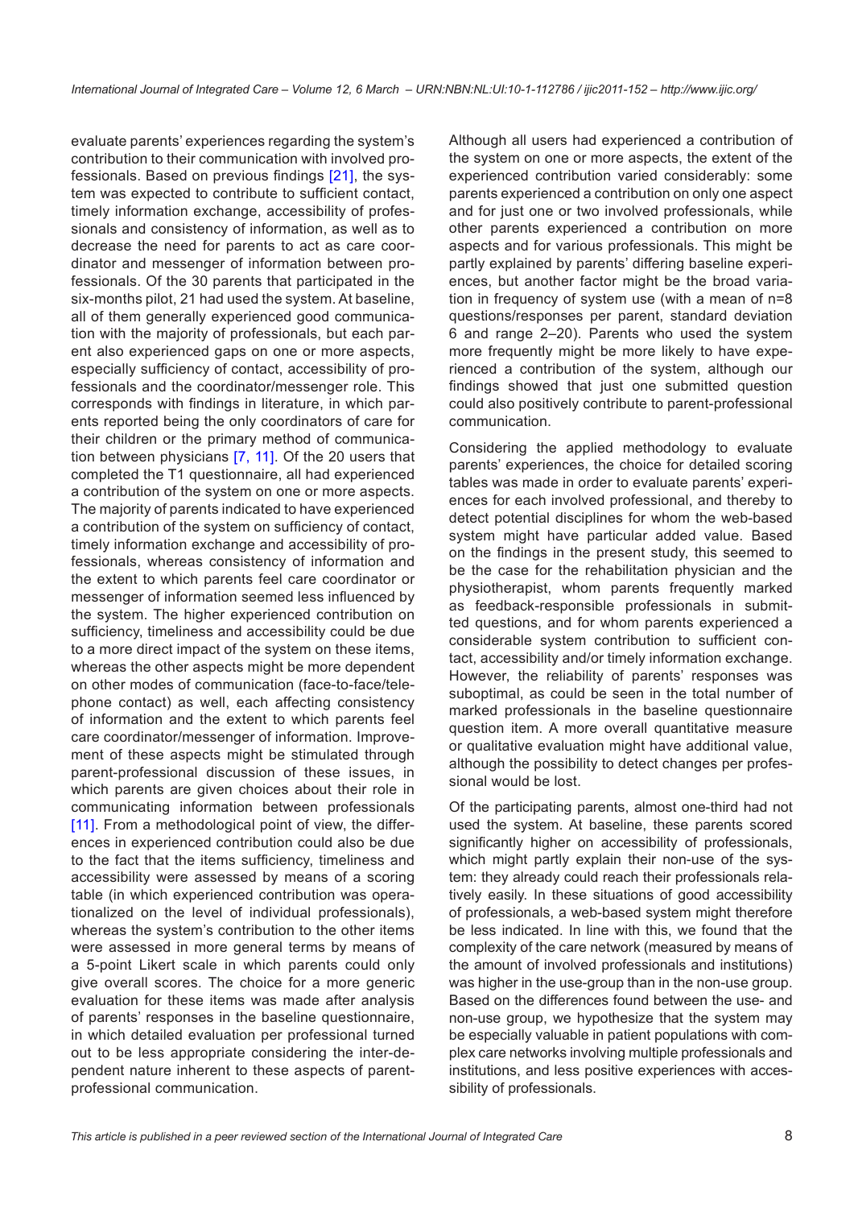evaluate parents' experiences regarding the system's contribution to their communication with involved professionals. Based on previous findings [21], the system was expected to contribute to sufficient contact, timely information exchange, accessibility of professionals and consistency of information, as well as to decrease the need for parents to act as care coordinator and messenger of information between professionals. Of the 30 parents that participated in the six-months pilot, 21 had used the system. At baseline, all of them generally experienced good communication with the majority of professionals, but each parent also experienced gaps on one or more aspects, especially sufficiency of contact, accessibility of professionals and the coordinator/messenger role. This corresponds with findings in literature, in which parents reported being the only coordinators of care for their children or the primary method of communication between physicians [7, 11]. Of the 20 users that completed the T1 questionnaire, all had experienced a contribution of the system on one or more aspects. The majority of parents indicated to have experienced a contribution of the system on sufficiency of contact, timely information exchange and accessibility of professionals, whereas consistency of information and the extent to which parents feel care coordinator or messenger of information seemed less influenced by the system. The higher experienced contribution on sufficiency, timeliness and accessibility could be due to a more direct impact of the system on these items, whereas the other aspects might be more dependent on other modes of communication (face-to-face/telephone contact) as well, each affecting consistency of information and the extent to which parents feel care coordinator/messenger of information. Improvement of these aspects might be stimulated through parent-professional discussion of these issues, in which parents are given choices about their role in communicating information between professionals [11]. From a methodological point of view, the differences in experienced contribution could also be due to the fact that the items sufficiency, timeliness and accessibility were assessed by means of a scoring table (in which experienced contribution was operationalized on the level of individual professionals), whereas the system's contribution to the other items were assessed in more general terms by means of a 5-point Likert scale in which parents could only give overall scores. The choice for a more generic evaluation for these items was made after analysis of parents' responses in the baseline questionnaire, in which detailed evaluation per professional turned out to be less appropriate considering the inter-dependent nature inherent to these aspects of parent-professional communication.

Although all users had experienced a contribution of the system on one or more aspects, the extent of the experienced contribution varied considerably: some parents experienced a contribution on only one aspect and for just one or two involved professionals, while other parents experienced a contribution on more aspects and for various professionals. This might be partly explained by parents' differing baseline experiences, but another factor might be the broad variation in frequency of system use (with a mean of n=8 questions/responses per parent, standard deviation 6 and range 2–20). Parents who used the system more frequently might be more likely to have experienced a contribution of the system, although our findings showed that just one submitted question could also positively contribute to parent-professional communication.

Considering the applied methodology to evaluate parents' experiences, the choice for detailed scoring tables was made in order to evaluate parents' experiences for each involved professional, and thereby to detect potential disciplines for whom the web-based system might have particular added value. Based on the findings in the present study, this seemed to be the case for the rehabilitation physician and the physiotherapist, whom parents frequently marked as feedback-responsible professionals in submitted questions, and for whom parents experienced a considerable system contribution to sufficient contact, accessibility and/or timely information exchange. However, the reliability of parents' responses was suboptimal, as could be seen in the total number of marked professionals in the baseline questionnaire question item. A more overall quantitative measure or qualitative evaluation might have additional value, although the possibility to detect changes per professional would be lost.

Of the participating parents, almost one-third had not used the system. At baseline, these parents scored significantly higher on accessibility of professionals, which might partly explain their non-use of the system: they already could reach their professionals relatively easily. In these situations of good accessibility of professionals, a web-based system might therefore be less indicated. In line with this, we found that the complexity of the care network (measured by means of the amount of involved professionals and institutions) was higher in the use-group than in the non-use group. Based on the differences found between the use- and non-use group, we hypothesize that the system may be especially valuable in patient populations with complex care networks involving multiple professionals and institutions, and less positive experiences with accessibility of professionals.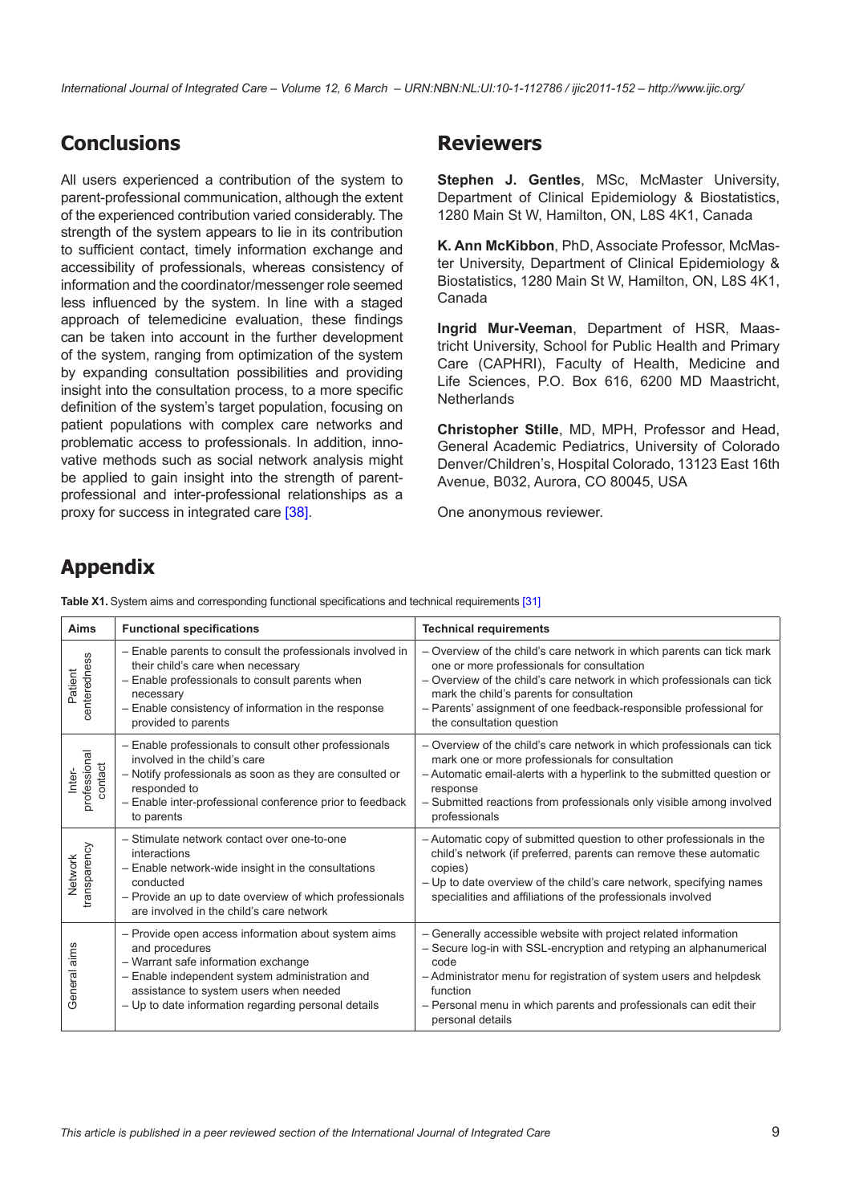## Conclusions

All users experienced a contribution of the system to parent-professional communication, although the extent of the experienced contribution varied considerably. The strength of the system appears to lie in its contribution to sufficient contact, timely information exchange and accessibility of professionals, whereas consistency of information and the coordinator/messenger role seemed less influenced by the system. In line with a staged approach of telemedicine evaluation, these findings can be taken into account in the further development of the system, ranging from optimization of the system by expanding consultation possibilities and providing insight into the consultation process, to a more specific definition of the system's target population, focusing on patient populations with complex care networks and problematic access to professionals. In addition, innovative methods such as social network analysis might be applied to gain insight into the strength of parent-professional and inter-professional relationships as a proxy for success in integrated care [38].

## Reviewers

**Stephen J. Gentles**, MSc, McMaster University, Department of Clinical Epidemiology & Biostatistics, 1280 Main St W, Hamilton, ON, L8S 4K1, Canada

**K. Ann McKibbon**, PhD, Associate Professor, McMaster University, Department of Clinical Epidemiology & Biostatistics, 1280 Main St W, Hamilton, ON, L8S 4K1, Canada

**Ingrid Mur-Veeman**, Department of HSR, Maastricht University, School for Public Health and Primary Care (CAPHRI), Faculty of Health, Medicine and Life Sciences, P.O. Box 616, 6200 MD Maastricht, Netherlands

**Christopher Stille**, MD, MPH, Professor and Head, General Academic Pediatrics, University of Colorado Denver/Children's, Hospital Colorado, 13123 East 16th Avenue, B032, Aurora, CO 80045, USA

One anonymous reviewer.

## Appendix

**Table X1.** System aims and corresponding functional specifications and technical requirements [31]

| Aims | Functional specifications | Technical requirements |
|---|---|---|
| Patient centeredness | – Enable parents to consult the professionals involved in their child's care when necessary<br>– Enable professionals to consult parents when necessary<br>– Enable consistency of information in the response provided to parents | – Overview of the child's care network in which parents can tick mark one or more professionals for consultation<br>– Overview of the child's care network in which professionals can tick mark the child's parents for consultation<br>– Parents' assignment of one feedback-responsible professional for the consultation question |
| Inter-professional contact | – Enable professionals to consult other professionals involved in the child's care<br>– Notify professionals as soon as they are consulted or responded to<br>– Enable inter-professional conference prior to feedback to parents | – Overview of the child's care network in which professionals can tick mark one or more professionals for consultation<br>– Automatic email-alerts with a hyperlink to the submitted question or response<br>– Submitted reactions from professionals only visible among involved professionals |
| Network transparency | – Stimulate network contact over one-to-one interactions<br>– Enable network-wide insight in the consultations conducted<br>– Provide an up to date overview of which professionals are involved in the child's care network | – Automatic copy of submitted question to other professionals in the child's network (if preferred, parents can remove these automatic copies)<br>– Up to date overview of the child's care network, specifying names specialities and affiliations of the professionals involved |
| General aims | – Provide open access information about system aims and procedures<br>– Warrant safe information exchange<br>– Enable independent system administration and assistance to system users when needed<br>– Up to date information regarding personal details | – Generally accessible website with project related information<br>– Secure log-in with SSL-encryption and retyping an alphanumerical code<br>– Administrator menu for registration of system users and helpdesk function<br>– Personal menu in which parents and professionals can edit their personal details |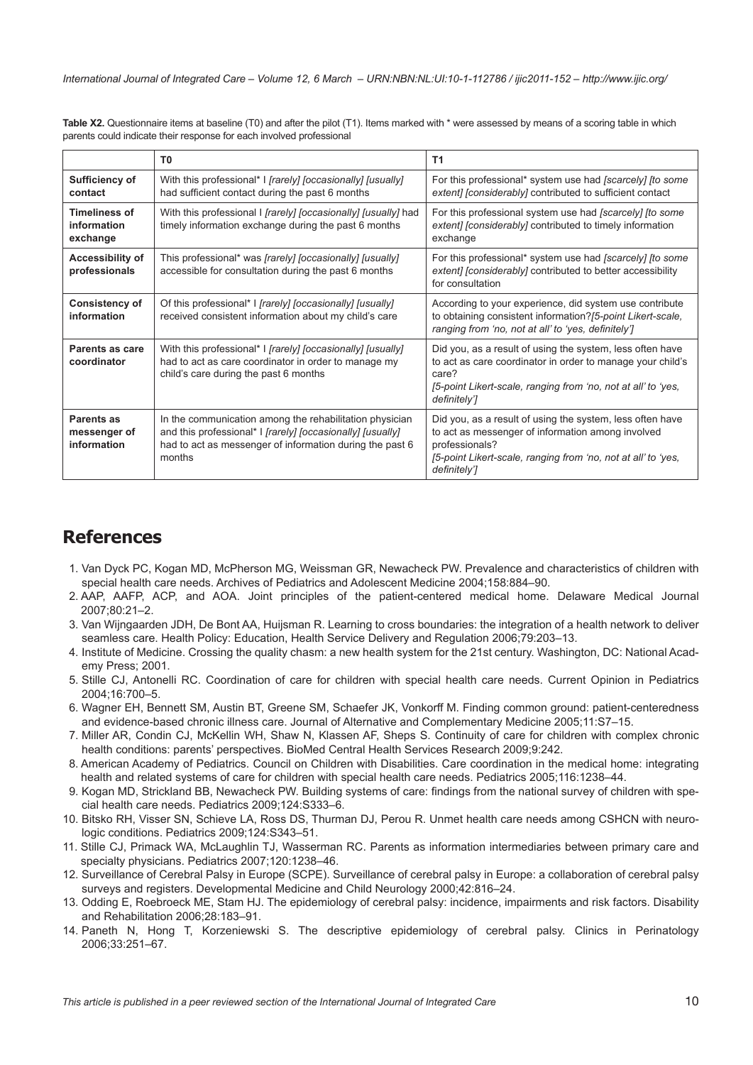**Table X2.** Questionnaire items at baseline (T0) and after the pilot (T1). Items marked with * were assessed by means of a scoring table in which parents could indicate their response for each involved professional

| | T0 | T1 |
|---|---|---|
| **Sufficiency of contact** | With this professional* I *[rarely] [occasionally] [usually]* had sufficient contact during the past 6 months | For this professional* system use had *[scarcely] [to some extent] [considerably]* contributed to sufficient contact |
| **Timeliness of information exchange** | With this professional I *[rarely] [occasionally] [usually]* had timely information exchange during the past 6 months | For this professional system use had *[scarcely] [to some extent] [considerably]* contributed to timely information exchange |
| **Accessibility of professionals** | This professional* was *[rarely] [occasionally] [usually]* accessible for consultation during the past 6 months | For this professional* system use had *[scarcely] [to some extent] [considerably]* contributed to better accessibility for consultation |
| **Consistency of information** | Of this professional* I *[rarely] [occasionally] [usually]* received consistent information about my child's care | According to your experience, did system use contribute to obtaining consistent information?*[5-point Likert-scale, ranging from 'no, not at all' to 'yes, definitely']* |
| **Parents as care coordinator** | With this professional* I *[rarely] [occasionally] [usually]* had to act as care coordinator in order to manage my child's care during the past 6 months | Did you, as a result of using the system, less often have to act as care coordinator in order to manage your child's care? *[5-point Likert-scale, ranging from 'no, not at all' to 'yes, definitely']* |
| **Parents as messenger of information** | In the communication among the rehabilitation physician and this professional* I *[rarely] [occasionally] [usually]* had to act as messenger of information during the past 6 months | Did you, as a result of using the system, less often have to act as messenger of information among involved professionals? *[5-point Likert-scale, ranging from 'no, not at all' to 'yes, definitely']* |

## References

1. Van Dyck PC, Kogan MD, McPherson MG, Weissman GR, Newacheck PW. Prevalence and characteristics of children with special health care needs. Archives of Pediatrics and Adolescent Medicine 2004;158:884–90.
2. AAP, AAFP, ACP, and AOA. Joint principles of the patient-centered medical home. Delaware Medical Journal 2007;80:21–2.
3. Van Wijngaarden JDH, De Bont AA, Huijsman R. Learning to cross boundaries: the integration of a health network to deliver seamless care. Health Policy: Education, Health Service Delivery and Regulation 2006;79:203–13.
4. Institute of Medicine. Crossing the quality chasm: a new health system for the 21st century. Washington, DC: National Academy Press; 2001.
5. Stille CJ, Antonelli RC. Coordination of care for children with special health care needs. Current Opinion in Pediatrics 2004;16:700–5.
6. Wagner EH, Bennett SM, Austin BT, Greene SM, Schaefer JK, Vonkorff M. Finding common ground: patient-centeredness and evidence-based chronic illness care. Journal of Alternative and Complementary Medicine 2005;11:S7–15.
7. Miller AR, Condin CJ, McKellin WH, Shaw N, Klassen AF, Sheps S. Continuity of care for children with complex chronic health conditions: parents' perspectives. BioMed Central Health Services Research 2009;9:242.
8. American Academy of Pediatrics. Council on Children with Disabilities. Care coordination in the medical home: integrating health and related systems of care for children with special health care needs. Pediatrics 2005;116:1238–44.
9. Kogan MD, Strickland BB, Newacheck PW. Building systems of care: findings from the national survey of children with special health care needs. Pediatrics 2009;124:S333–6.
10. Bitsko RH, Visser SN, Schieve LA, Ross DS, Thurman DJ, Perou R. Unmet health care needs among CSHCN with neurologic conditions. Pediatrics 2009;124:S343–51.
11. Stille CJ, Primack WA, McLaughlin TJ, Wasserman RC. Parents as information intermediaries between primary care and specialty physicians. Pediatrics 2007;120:1238–46.
12. Surveillance of Cerebral Palsy in Europe (SCPE). Surveillance of cerebral palsy in Europe: a collaboration of cerebral palsy surveys and registers. Developmental Medicine and Child Neurology 2000;42:816–24.
13. Odding E, Roebroeck ME, Stam HJ. The epidemiology of cerebral palsy: incidence, impairments and risk factors. Disability and Rehabilitation 2006;28:183–91.
14. Paneth N, Hong T, Korzeniewski S. The descriptive epidemiology of cerebral palsy. Clinics in Perinatology 2006;33:251–67.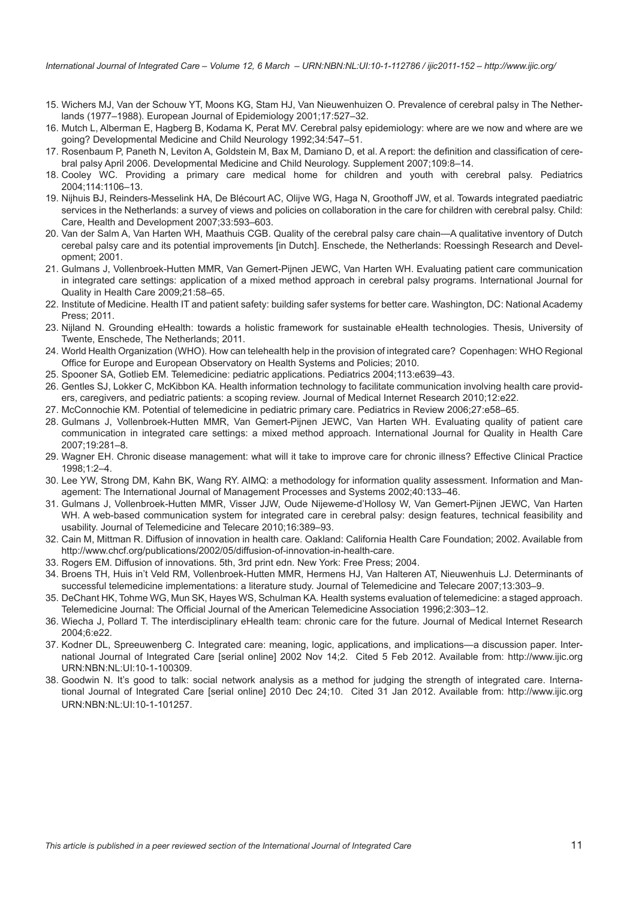15. Wichers MJ, Van der Schouw YT, Moons KG, Stam HJ, Van Nieuwenhuizen O. Prevalence of cerebral palsy in The Netherlands (1977–1988). European Journal of Epidemiology 2001;17:527–32.
16. Mutch L, Alberman E, Hagberg B, Kodama K, Perat MV. Cerebral palsy epidemiology: where are we now and where are we going? Developmental Medicine and Child Neurology 1992;34:547–51.
17. Rosenbaum P, Paneth N, Leviton A, Goldstein M, Bax M, Damiano D, et al. A report: the definition and classification of cerebral palsy April 2006. Developmental Medicine and Child Neurology. Supplement 2007;109:8–14.
18. Cooley WC. Providing a primary care medical home for children and youth with cerebral palsy. Pediatrics 2004;114:1106–13.
19. Nijhuis BJ, Reinders-Messelink HA, De Blécourt AC, Olijve WG, Haga N, Groothoff JW, et al. Towards integrated paediatric services in the Netherlands: a survey of views and policies on collaboration in the care for children with cerebral palsy. Child: Care, Health and Development 2007;33:593–603.
20. Van der Salm A, Van Harten WH, Maathuis CGB. Quality of the cerebral palsy care chain—A qualitative inventory of Dutch cerebal palsy care and its potential improvements [in Dutch]. Enschede, the Netherlands: Roessingh Research and Development; 2001.
21. Gulmans J, Vollenbroek-Hutten MMR, Van Gemert-Pijnen JEWC, Van Harten WH. Evaluating patient care communication in integrated care settings: application of a mixed method approach in cerebral palsy programs. International Journal for Quality in Health Care 2009;21:58–65.
22. Institute of Medicine. Health IT and patient safety: building safer systems for better care. Washington, DC: National Academy Press; 2011.
23. Nijland N. Grounding eHealth: towards a holistic framework for sustainable eHealth technologies. Thesis, University of Twente, Enschede, The Netherlands; 2011.
24. World Health Organization (WHO). How can telehealth help in the provision of integrated care? Copenhagen: WHO Regional Office for Europe and European Observatory on Health Systems and Policies; 2010.
25. Spooner SA, Gotlieb EM. Telemedicine: pediatric applications. Pediatrics 2004;113:e639–43.
26. Gentles SJ, Lokker C, McKibbon KA. Health information technology to facilitate communication involving health care providers, caregivers, and pediatric patients: a scoping review. Journal of Medical Internet Research 2010;12:e22.
27. McConnochie KM. Potential of telemedicine in pediatric primary care. Pediatrics in Review 2006;27:e58–65.
28. Gulmans J, Vollenbroek-Hutten MMR, Van Gemert-Pijnen JEWC, Van Harten WH. Evaluating quality of patient care communication in integrated care settings: a mixed method approach. International Journal for Quality in Health Care 2007;19:281–8.
29. Wagner EH. Chronic disease management: what will it take to improve care for chronic illness? Effective Clinical Practice 1998;1:2–4.
30. Lee YW, Strong DM, Kahn BK, Wang RY. AIMQ: a methodology for information quality assessment. Information and Management: The International Journal of Management Processes and Systems 2002;40:133–46.
31. Gulmans J, Vollenbroek-Hutten MMR, Visser JJW, Oude Nijeweme-d'Hollosy W, Van Gemert-Pijnen JEWC, Van Harten WH. A web-based communication system for integrated care in cerebral palsy: design features, technical feasibility and usability. Journal of Telemedicine and Telecare 2010;16:389–93.
32. Cain M, Mittman R. Diffusion of innovation in health care. Oakland: California Health Care Foundation; 2002. Available from http://www.chcf.org/publications/2002/05/diffusion-of-innovation-in-health-care.
33. Rogers EM. Diffusion of innovations. 5th, 3rd print edn. New York: Free Press; 2004.
34. Broens TH, Huis in't Veld RM, Vollenbroek-Hutten MMR, Hermens HJ, Van Halteren AT, Nieuwenhuis LJ. Determinants of successful telemedicine implementations: a literature study. Journal of Telemedicine and Telecare 2007;13:303–9.
35. DeChant HK, Tohme WG, Mun SK, Hayes WS, Schulman KA. Health systems evaluation of telemedicine: a staged approach. Telemedicine Journal: The Official Journal of the American Telemedicine Association 1996;2:303–12.
36. Wiecha J, Pollard T. The interdisciplinary eHealth team: chronic care for the future. Journal of Medical Internet Research 2004;6:e22.
37. Kodner DL, Spreeuwenberg C. Integrated care: meaning, logic, applications, and implications—a discussion paper. International Journal of Integrated Care [serial online] 2002 Nov 14;2. Cited 5 Feb 2012. Available from: http://www.ijic.org URN:NBN:NL:UI:10-1-100309.
38. Goodwin N. It's good to talk: social network analysis as a method for judging the strength of integrated care. International Journal of Integrated Care [serial online] 2010 Dec 24;10. Cited 31 Jan 2012. Available from: http://www.ijic.org URN:NBN:NL:UI:10-1-101257.